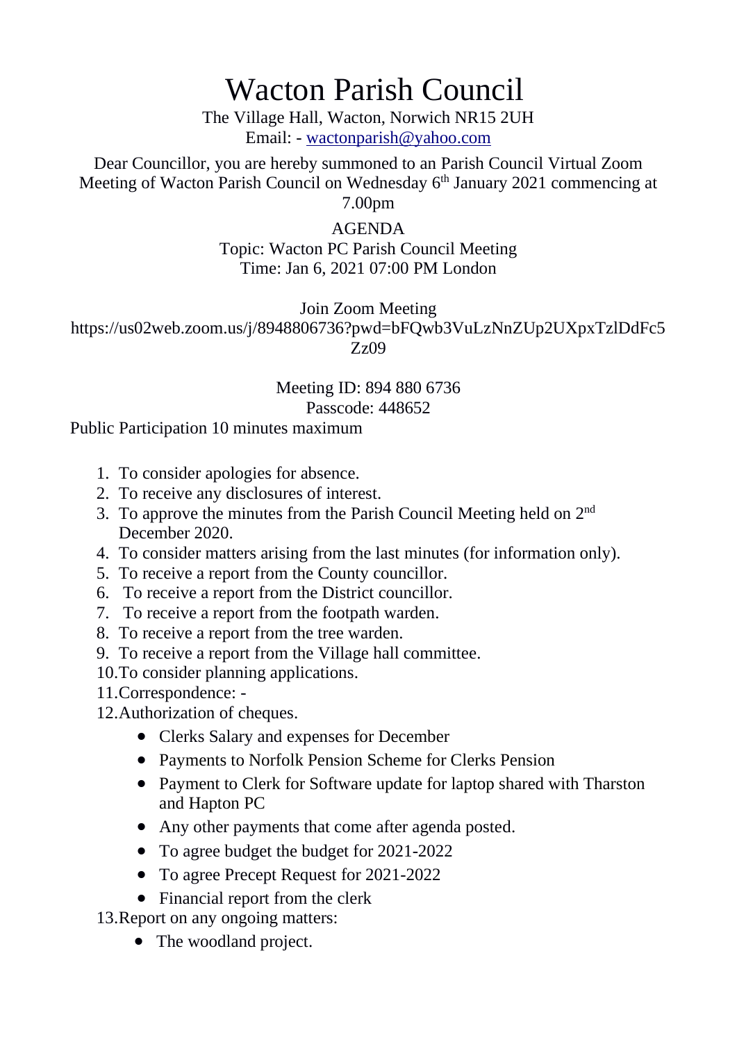# Wacton Parish Council

The Village Hall, Wacton, Norwich NR15 2UH
Email: - wactonparish@yahoo.com

Dear Councillor, you are hereby summoned to an Parish Council Virtual Zoom Meeting of Wacton Parish Council on Wednesday 6th January 2021 commencing at 7.00pm

AGENDA
Topic: Wacton PC Parish Council Meeting
Time: Jan 6, 2021 07:00 PM London

Join Zoom Meeting
https://us02web.zoom.us/j/8948806736?pwd=bFQwb3VuLzNnZUp2UXpxTzlDdFc5Zz09

Meeting ID: 894 880 6736
Passcode: 448652

Public Participation 10 minutes maximum

1. To consider apologies for absence.
2. To receive any disclosures of interest.
3. To approve the minutes from the Parish Council Meeting held on 2nd December 2020.
4. To consider matters arising from the last minutes (for information only).
5. To receive a report from the County councillor.
6. To receive a report from the District councillor.
7. To receive a report from the footpath warden.
8. To receive a report from the tree warden.
9. To receive a report from the Village hall committee.
10. To consider planning applications.
11. Correspondence: -
12. Authorization of cheques.
    - Clerks Salary and expenses for December
    - Payments to Norfolk Pension Scheme for Clerks Pension
    - Payment to Clerk for Software update for laptop shared with Tharston and Hapton PC
    - Any other payments that come after agenda posted.
    - To agree budget the budget for 2021-2022
    - To agree Precept Request for 2021-2022
    - Financial report from the clerk
13. Report on any ongoing matters:
    - The woodland project.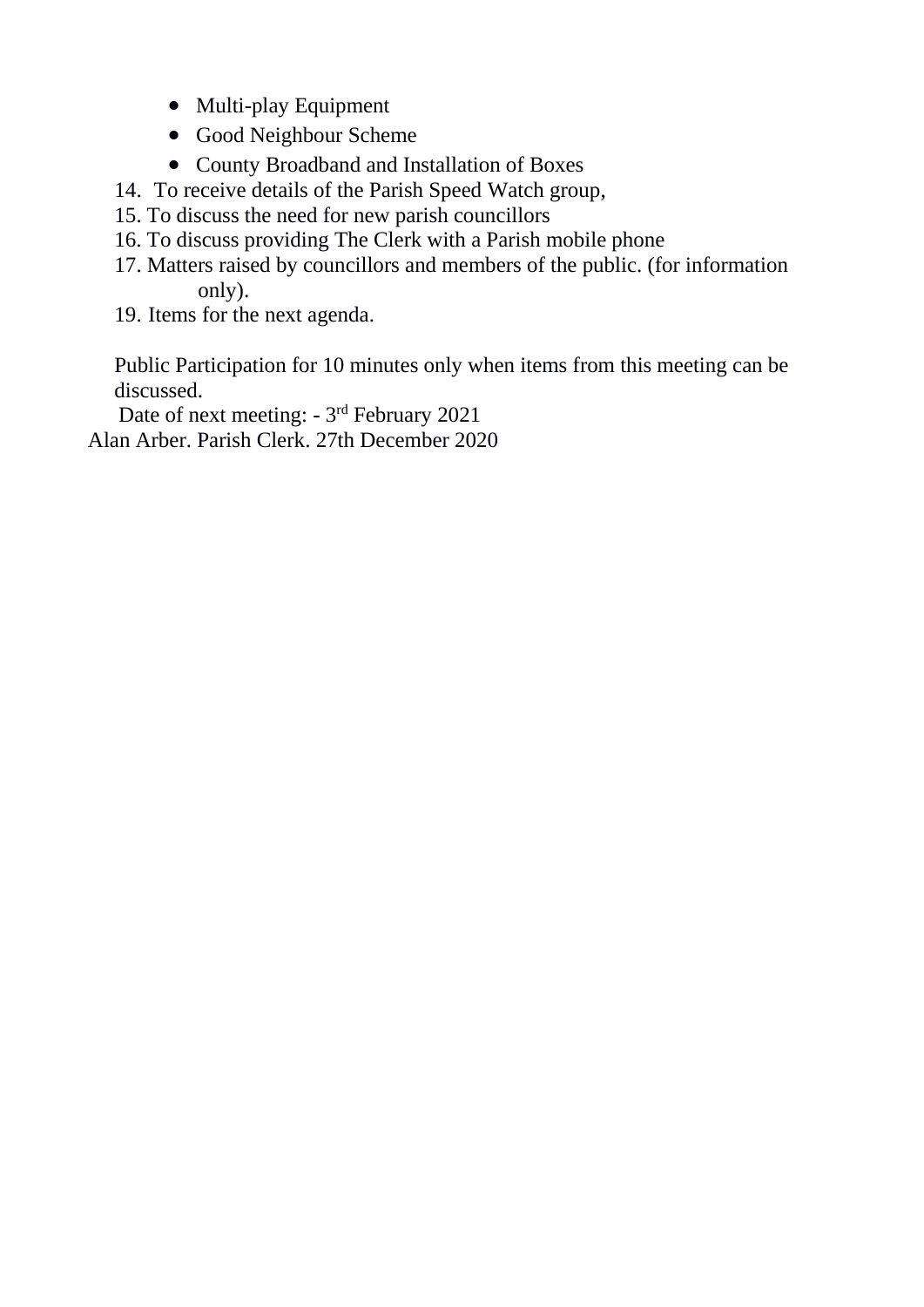- Multi-play Equipment
- Good Neighbour Scheme
- County Broadband and Installation of Boxes

14. To receive details of the Parish Speed Watch group,
15. To discuss the need for new parish councillors
16. To discuss providing The Clerk with a Parish mobile phone
17. Matters raised by councillors and members of the public. (for information only).

19. Items for the next agenda.

Public Participation for 10 minutes only when items from this meeting can be discussed.

Date of next meeting: - 3rd February 2021

Alan Arber. Parish Clerk. 27th December 2020